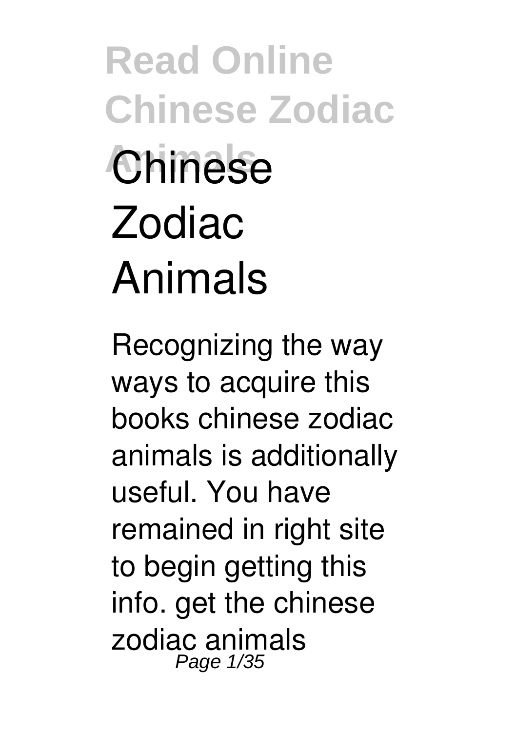# Chinese Zodiac Animals

Recognizing the way ways to acquire this books chinese zodiac animals is additionally useful. You have remained in right site to begin getting this info. get the chinese zodiac animals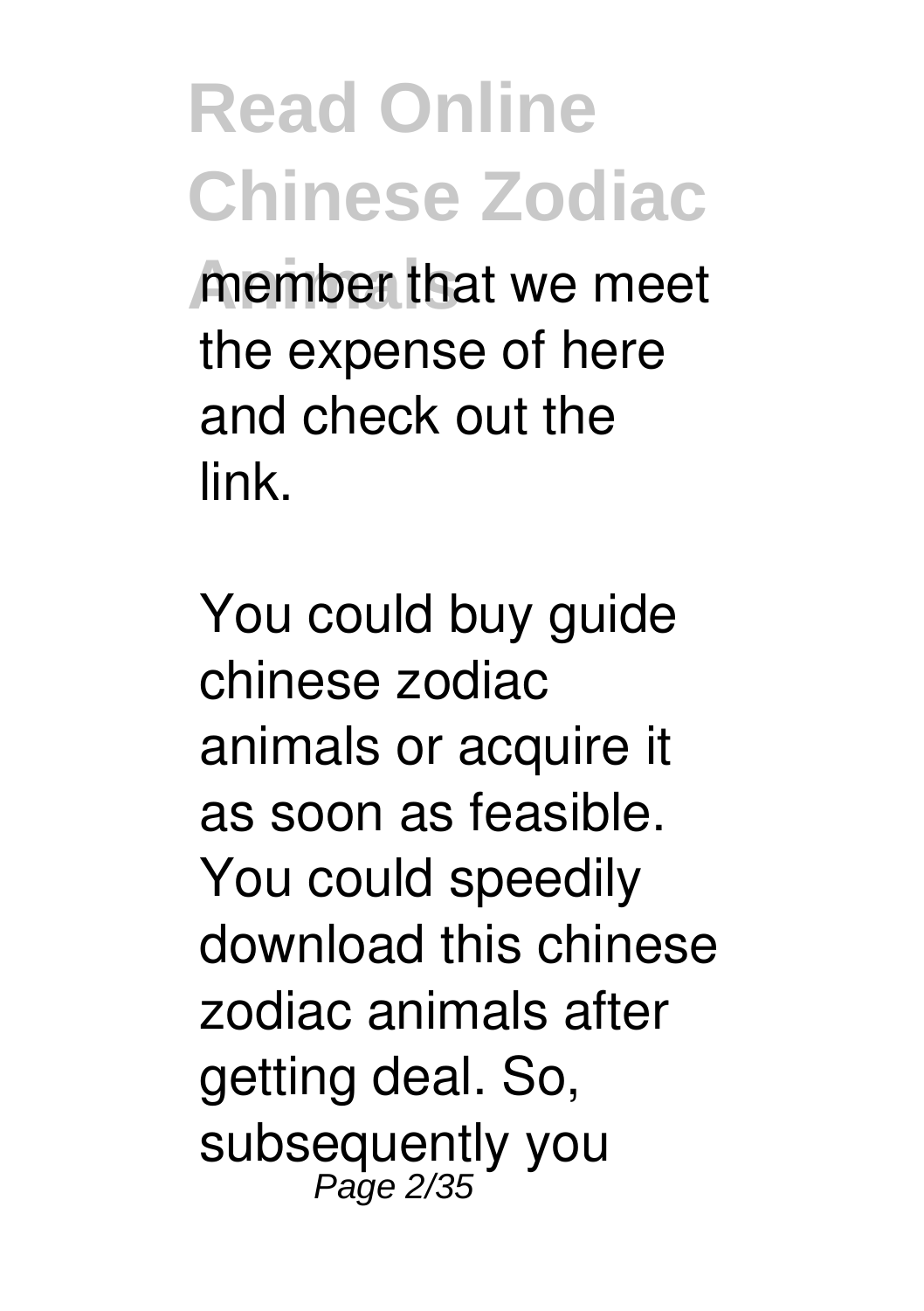member that we meet the expense of here and check out the link.

You could buy guide chinese zodiac animals or acquire it as soon as feasible. You could speedily download this chinese zodiac animals after getting deal. So, subsequently you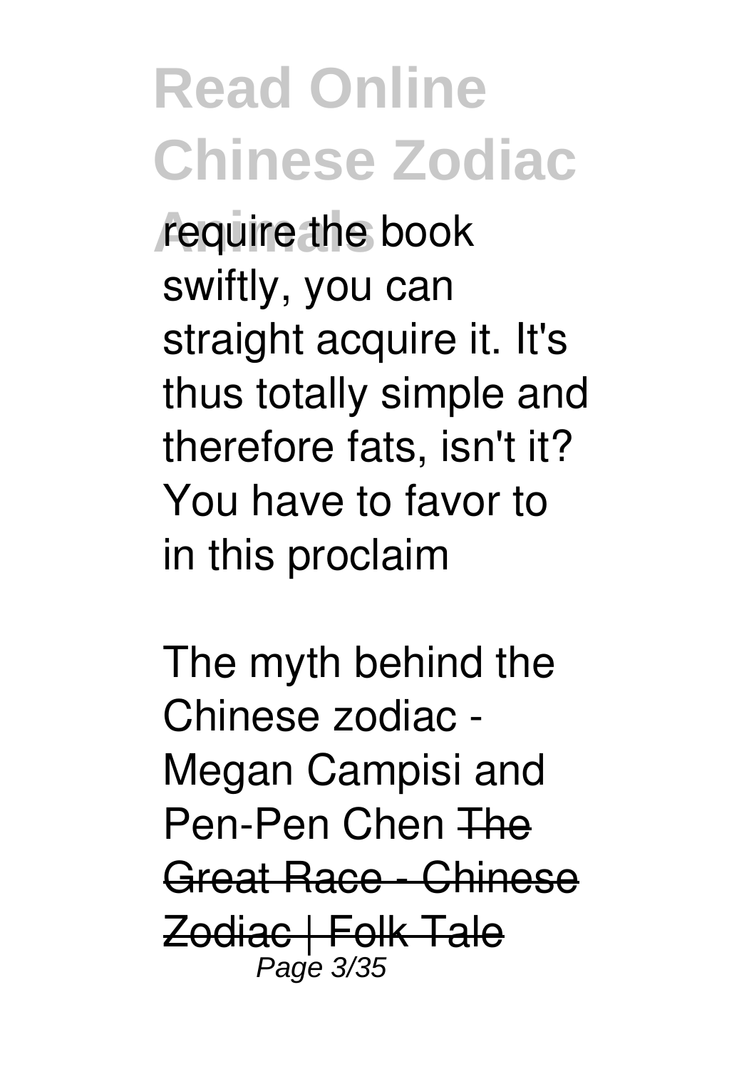require the book swiftly, you can straight acquire it. It's thus totally simple and therefore fats, isn't it? You have to favor to in this proclaim

The myth behind the Chinese zodiac - Megan Campisi and Pen-Pen Chen ~~The Great Race - Chinese Zodiac | Folk Tale~~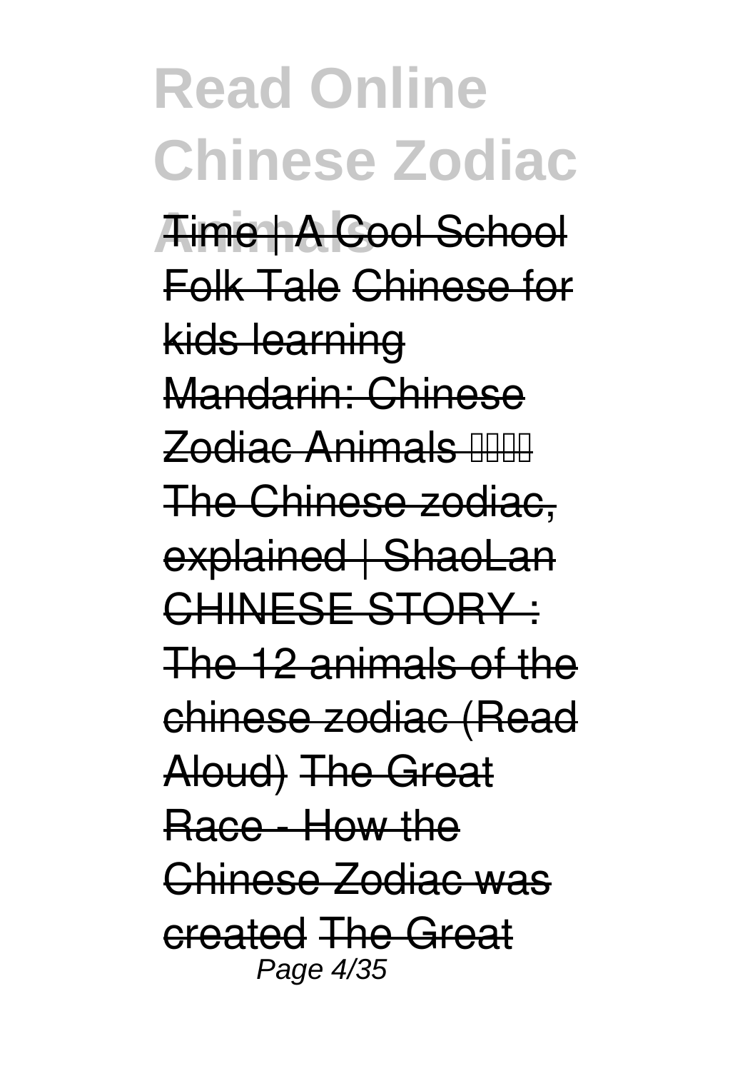Time | A Cool School Folk Tale Chinese for kids learning Mandarin: Chinese Zodiac Animals 十二生肖 The Chinese zodiac, explained | ShaoLan CHINESE STORY : The 12 animals of the chinese zodiac (Read Aloud) The Great Race - How the Chinese Zodiac was created The Great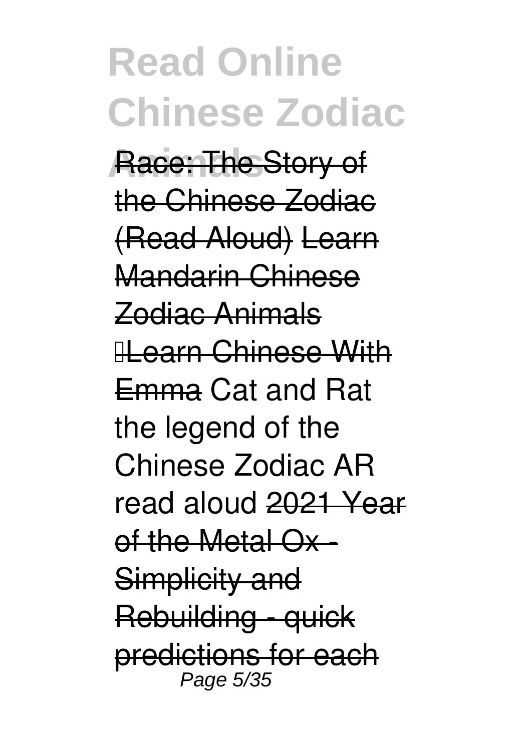Race: The Story of the Chinese Zodiac (Read Aloud) Learn Mandarin Chinese Zodiac Animals Learn Chinese With Emma Cat and Rat the legend of the Chinese Zodiac AR read aloud 2021 Year of the Metal Ox - Simplicity and Rebuilding - quick predictions for each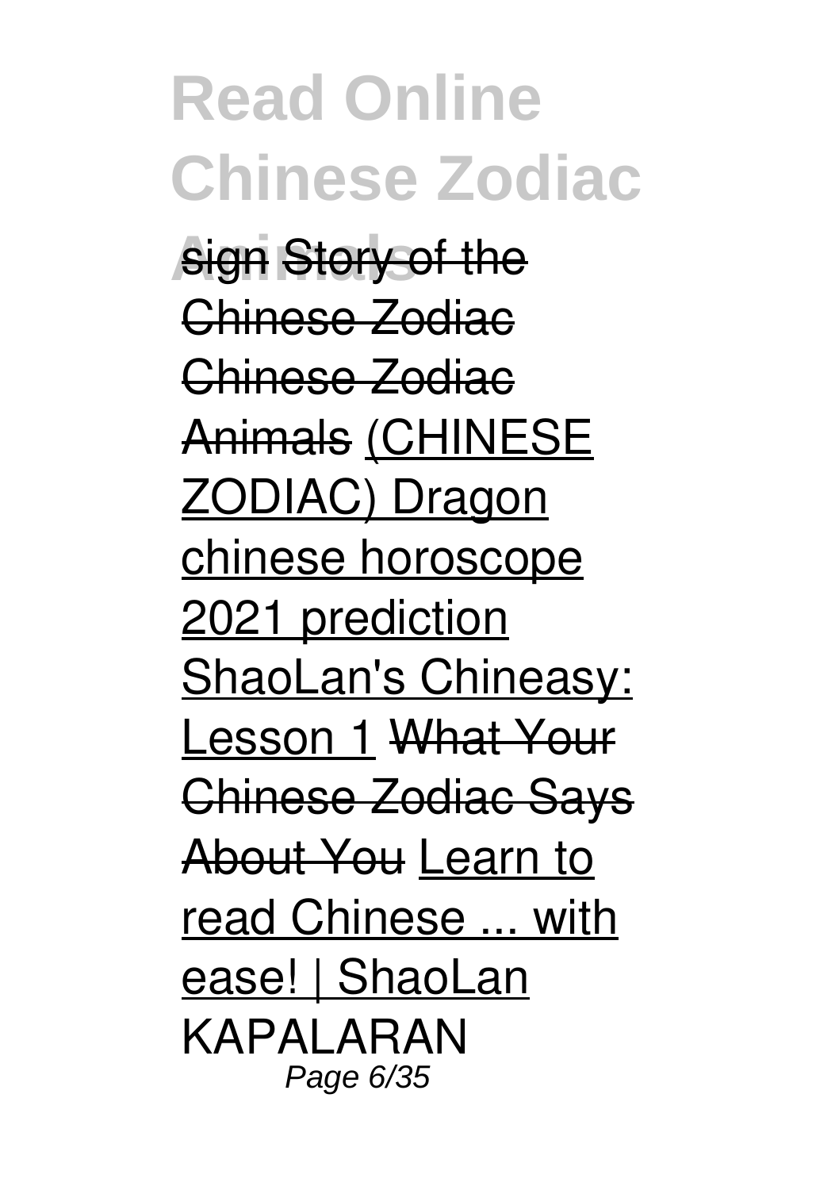sign Story of the Chinese Zodiac Chinese Zodiac Animals (CHINESE ZODIAC) Dragon chinese horoscope 2021 prediction ShaoLan's Chineasy: Lesson 1 What Your Chinese Zodiac Says About You Learn to read Chinese ... with ease! | ShaoLan KAPALARAN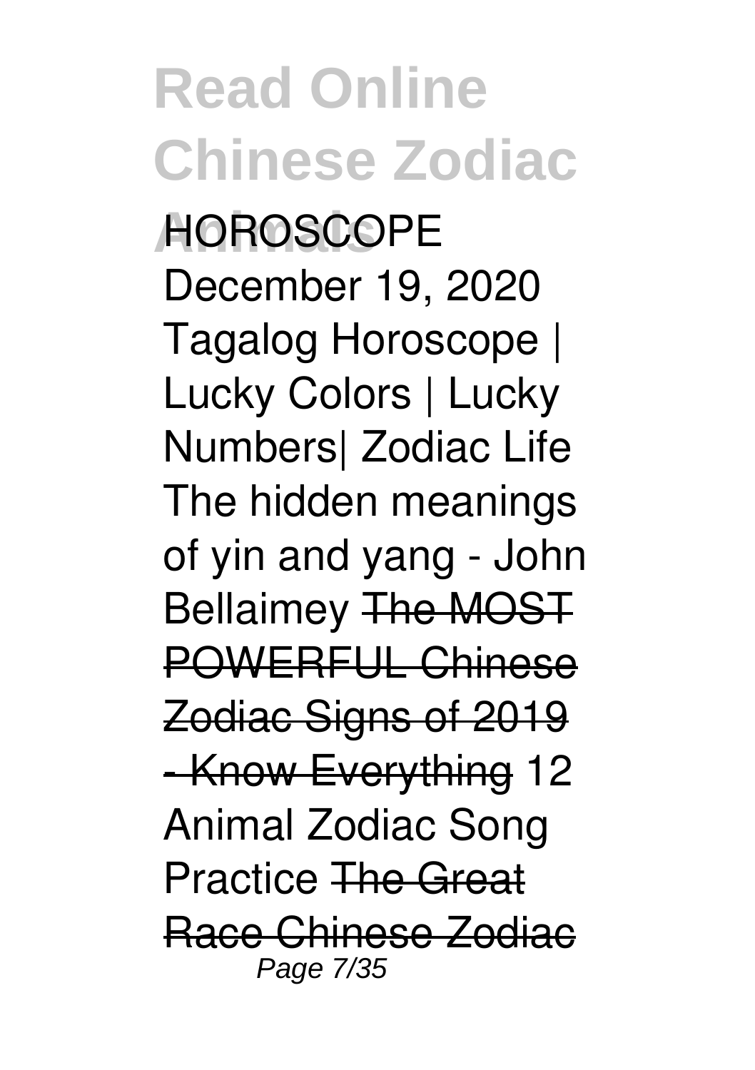HOROSCOPE December 19, 2020 Tagalog Horoscope | Lucky Colors | Lucky Numbers| Zodiac Life The hidden meanings of yin and yang - John Bellaimey ~~The MOST POWERFUL Chinese Zodiac Signs of 2019 - Know Everything~~ 12 Animal Zodiac Song Practice ~~The Great Race Chinese Zodiac~~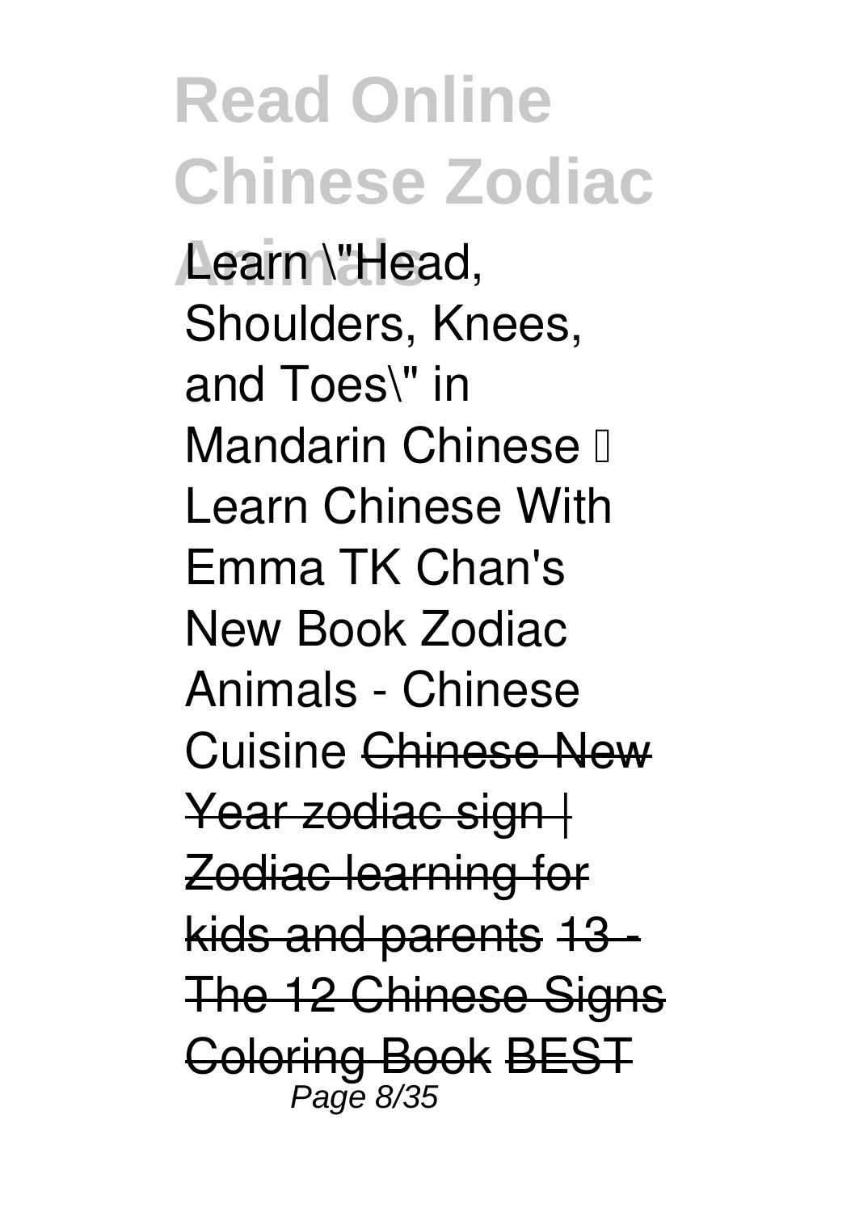Learn \"Head, Shoulders, Knees, and Toes\" in Mandarin Chinese  Learn Chinese With Emma TK Chan's New Book Zodiac Animals - Chinese Cuisine ~~Chinese New Year zodiac sign | Zodiac learning for kids and parents~~ ~~13 - The 12 Chinese Signs Coloring Book~~ ~~BEST~~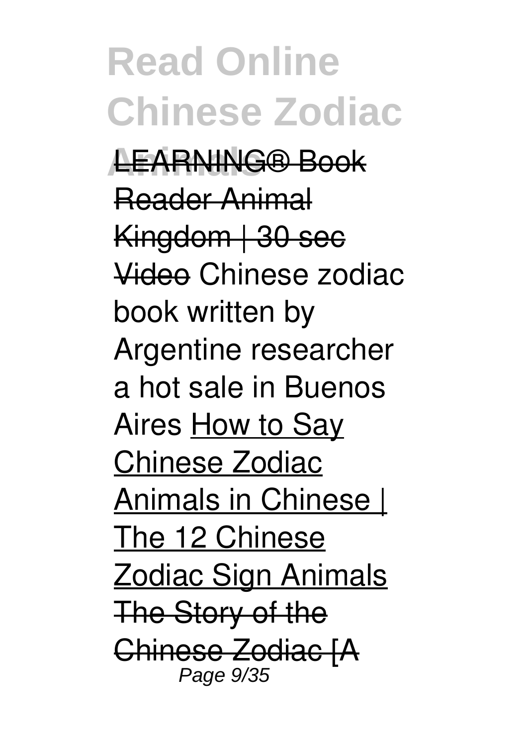LEARNING® Book Reader Animal Kingdom | 30 sec Video Chinese zodiac book written by Argentine researcher a hot sale in Buenos Aires How to Say Chinese Zodiac Animals in Chinese | The 12 Chinese Zodiac Sign Animals The Story of the Chinese Zodiac [A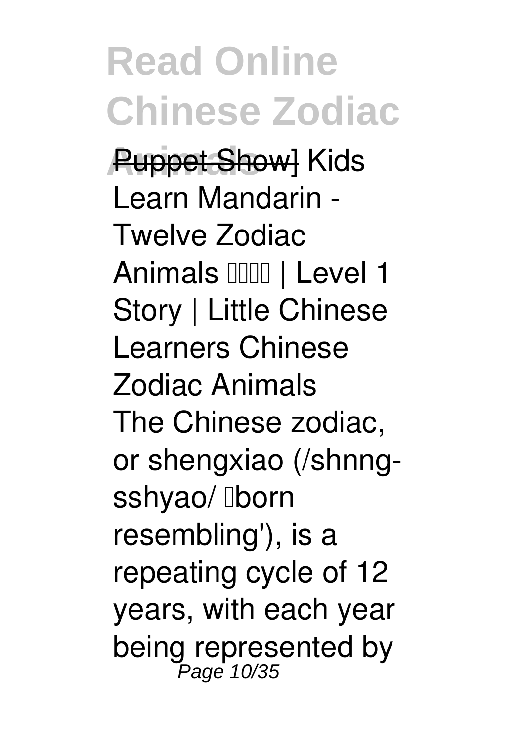Puppet Show] Kids Learn Mandarin - Twelve Zodiac Animals  | Level 1 Story | Little Chinese Learners Chinese Zodiac Animals

The Chinese zodiac, or shengxiao (/shnng-sshyao/ born resembling'), is a repeating cycle of 12 years, with each year being represented by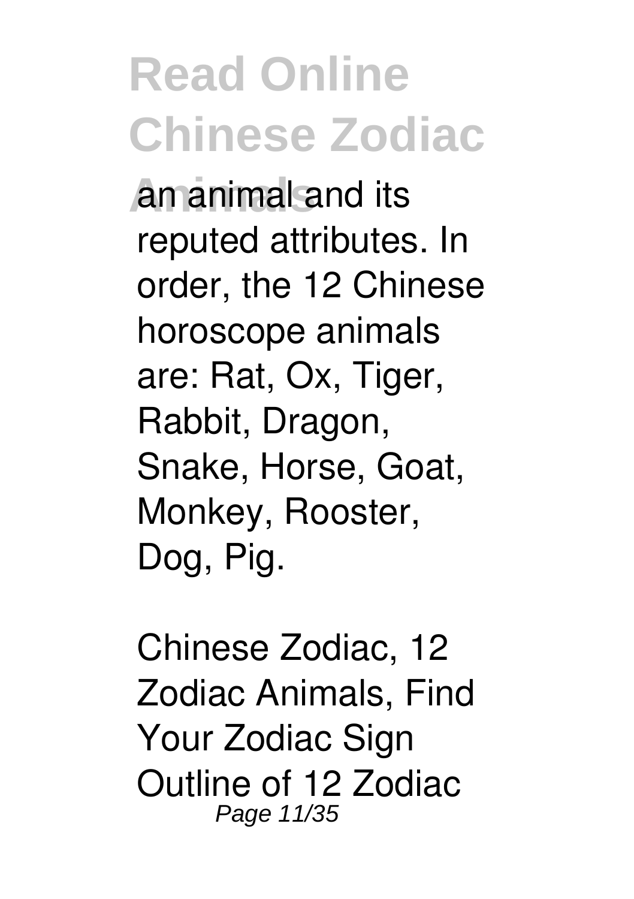an animal and its reputed attributes. In order, the 12 Chinese horoscope animals are: Rat, Ox, Tiger, Rabbit, Dragon, Snake, Horse, Goat, Monkey, Rooster, Dog, Pig.

Chinese Zodiac, 12 Zodiac Animals, Find Your Zodiac Sign Outline of 12 Zodiac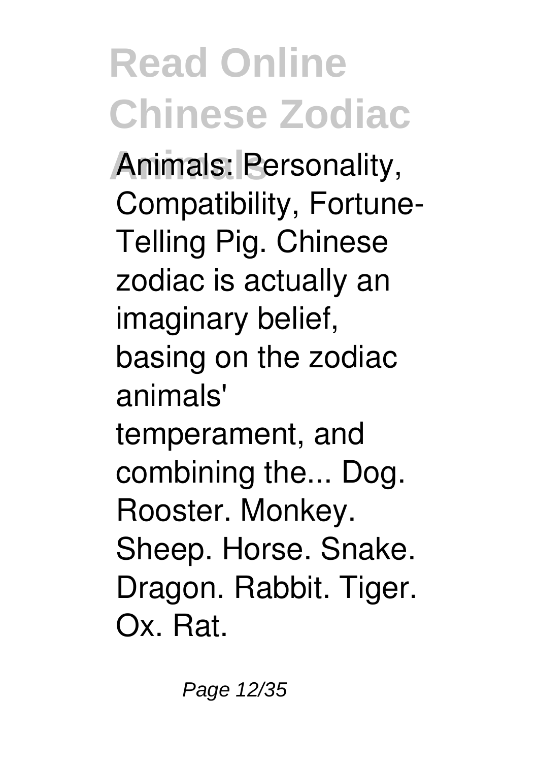Animals: Personality, Compatibility, Fortune-Telling Pig. Chinese zodiac is actually an imaginary belief, basing on the zodiac animals' temperament, and combining the... Dog. Rooster. Monkey. Sheep. Horse. Snake. Dragon. Rabbit. Tiger. Ox. Rat.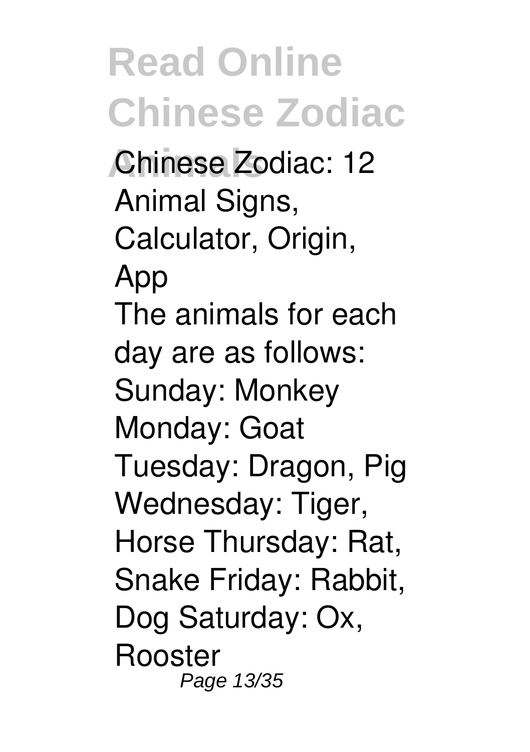Chinese Zodiac: 12 Animal Signs, Calculator, Origin, App

The animals for each day are as follows: Sunday: Monkey Monday: Goat Tuesday: Dragon, Pig Wednesday: Tiger, Horse Thursday: Rat, Snake Friday: Rabbit, Dog Saturday: Ox, Rooster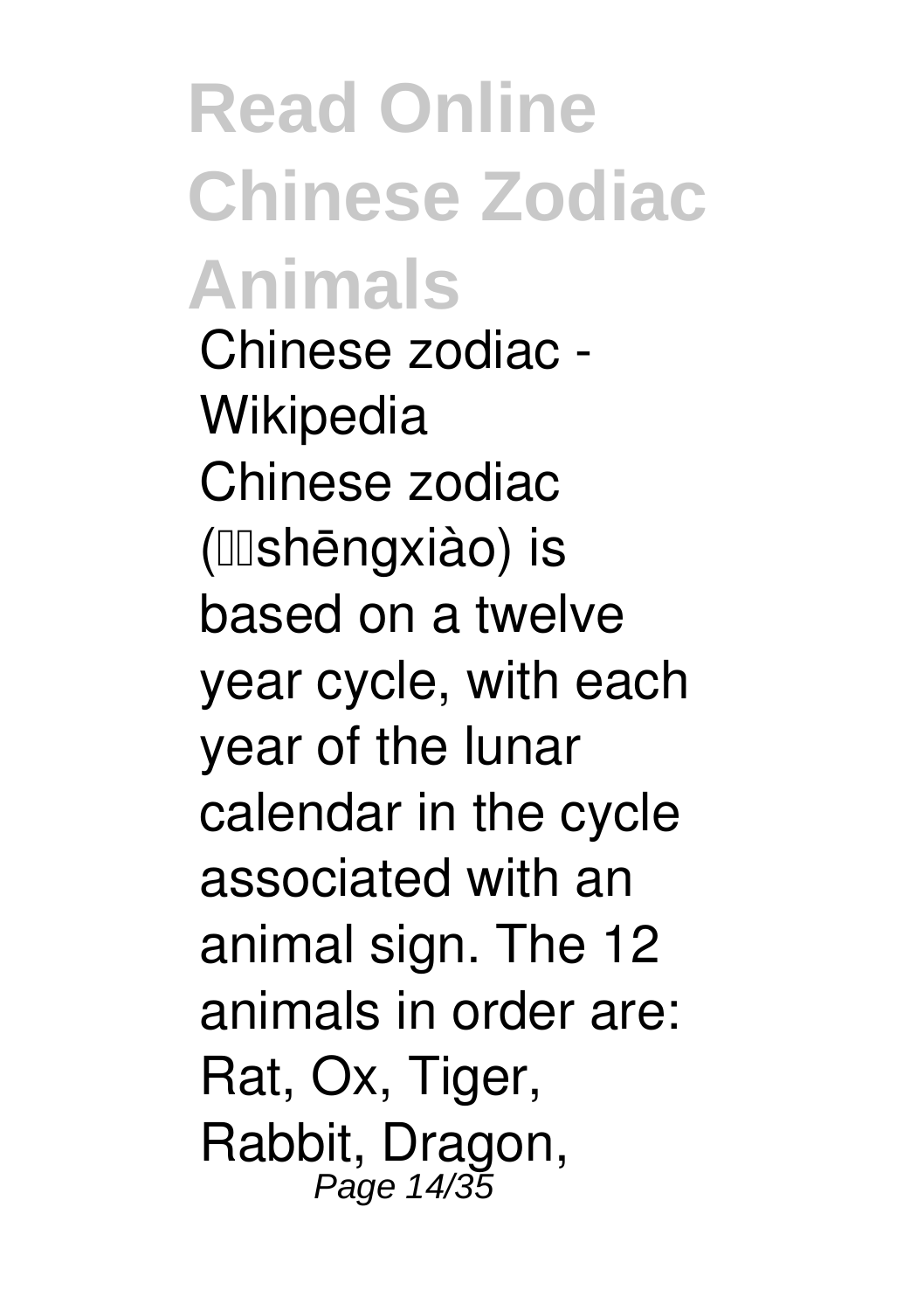*Chinese zodiac - Wikipedia*

Chinese zodiac (□□shēngxiào) is based on a twelve year cycle, with each year of the lunar calendar in the cycle associated with an animal sign. The 12 animals in order are: Rat, Ox, Tiger, Rabbit, Dragon,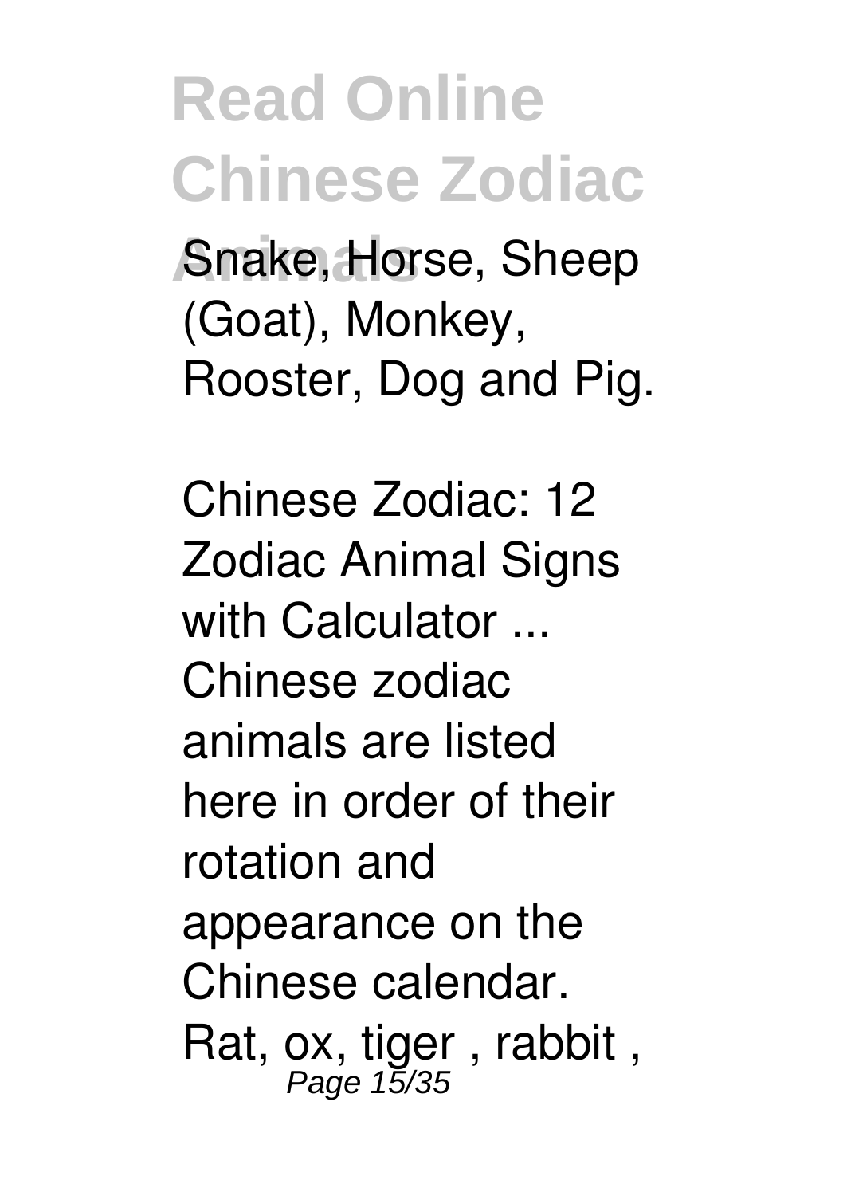Snake, Horse, Sheep (Goat), Monkey, Rooster, Dog and Pig.

Chinese Zodiac: 12 Zodiac Animal Signs with Calculator ...

Chinese zodiac animals are listed here in order of their rotation and appearance on the Chinese calendar. Rat, ox, tiger , rabbit ,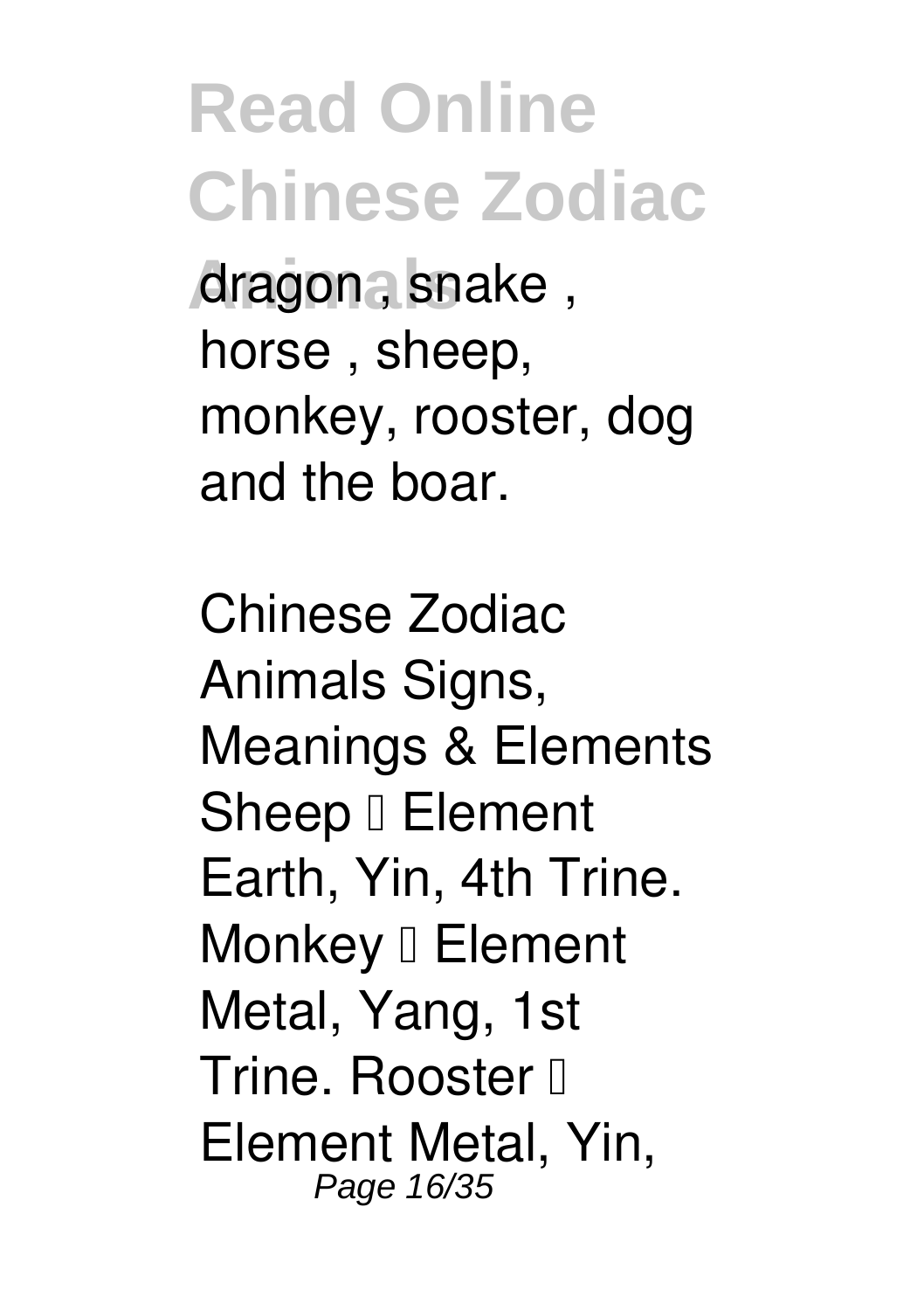dragon , snake , horse , sheep, monkey, rooster, dog and the boar.

Chinese Zodiac Animals Signs, Meanings & Elements Sheep – Element Earth, Yin, 4th Trine. Monkey – Element Metal, Yang, 1st Trine. Rooster – Element Metal, Yin,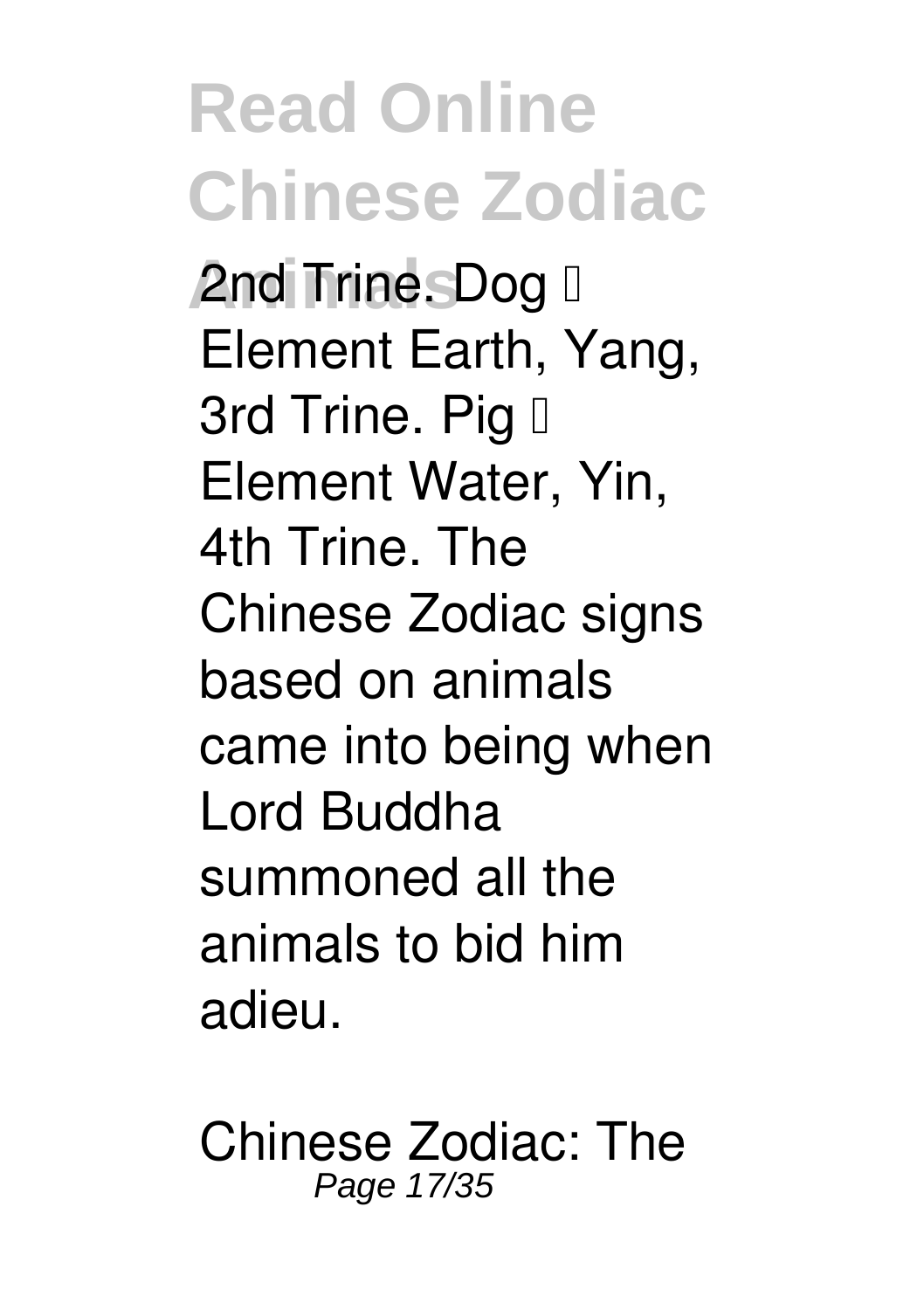2nd Trine. Dog – Element Earth, Yang, 3rd Trine. Pig – Element Water, Yin, 4th Trine. The Chinese Zodiac signs based on animals came into being when Lord Buddha summoned all the animals to bid him adieu.

Chinese Zodiac: The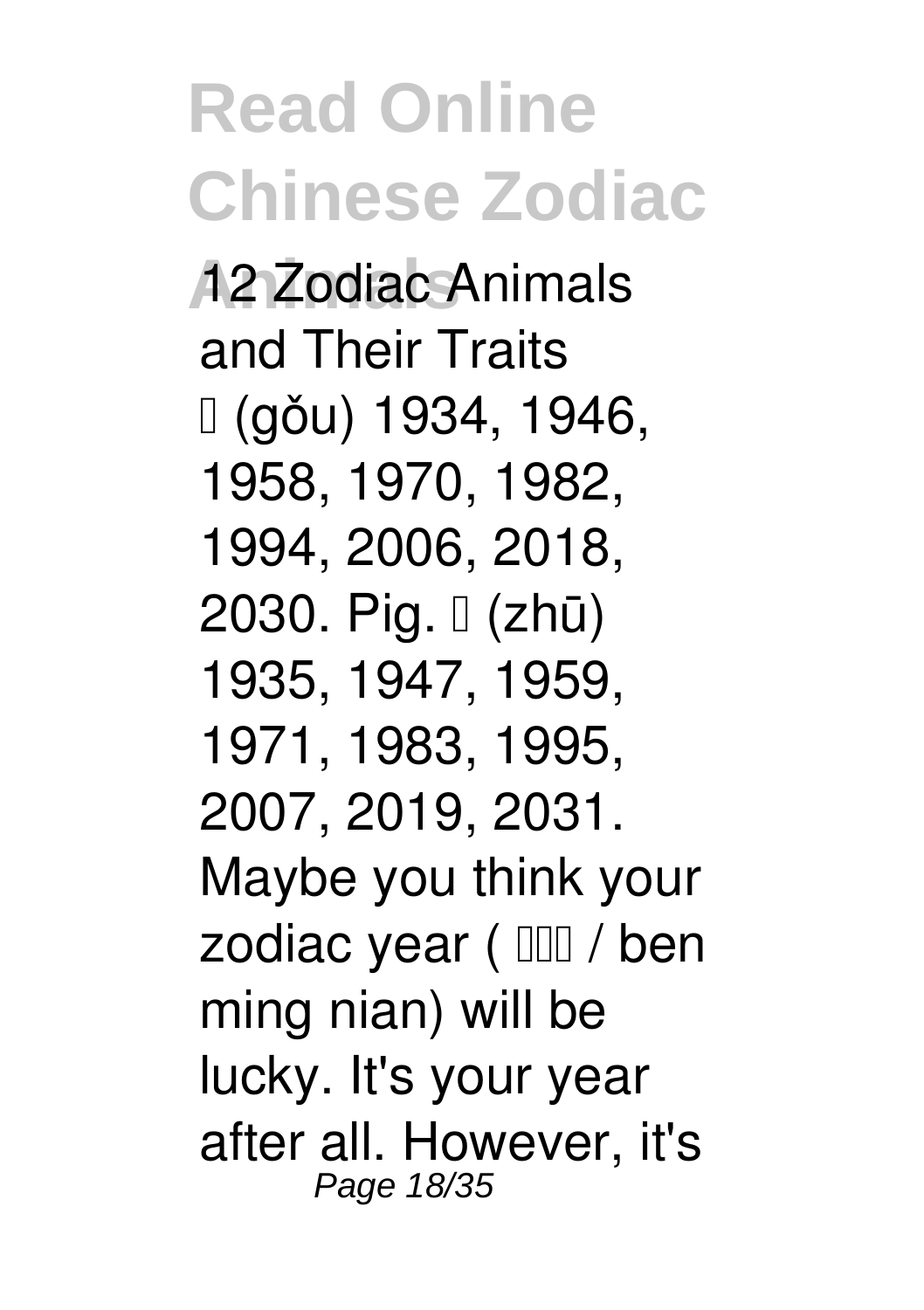12 Zodiac Animals and Their Traits

□ (gǒu) 1934, 1946, 1958, 1970, 1982, 1994, 2006, 2018, 2030. Pig. □ (zhū) 1935, 1947, 1959, 1971, 1983, 1995, 2007, 2019, 2031. Maybe you think your zodiac year ( □□□ / ben ming nian) will be lucky. It's your year after all. However, it's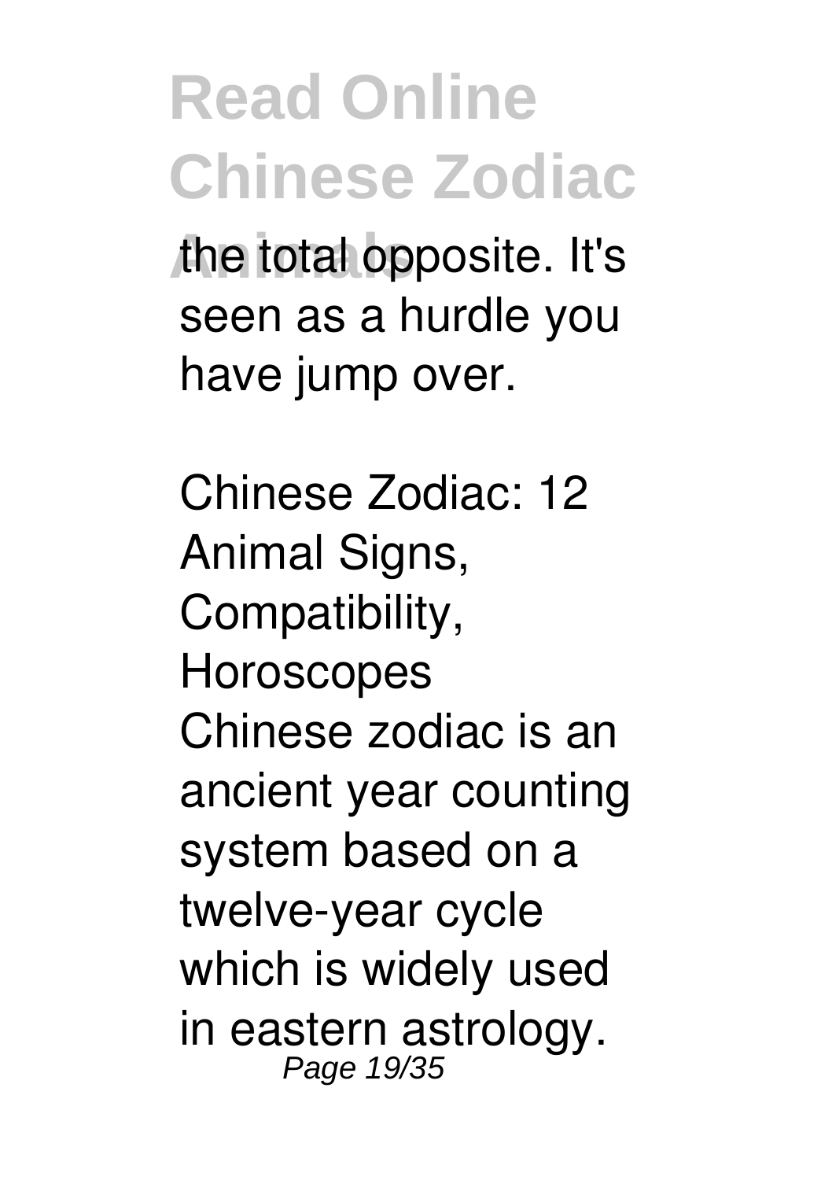the total opposite. It's seen as a hurdle you have jump over.

Chinese Zodiac: 12 Animal Signs, Compatibility, Horoscopes

Chinese zodiac is an ancient year counting system based on a twelve-year cycle which is widely used in eastern astrology.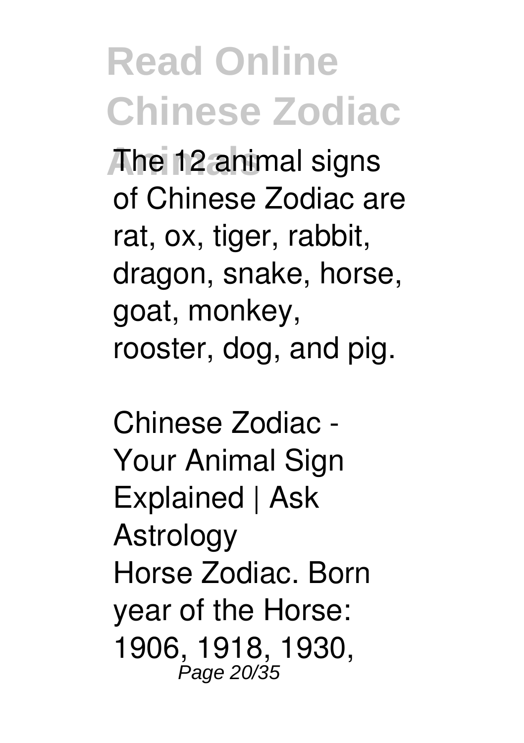The 12 animal signs of Chinese Zodiac are rat, ox, tiger, rabbit, dragon, snake, horse, goat, monkey, rooster, dog, and pig.

*Chinese Zodiac - Your Animal Sign Explained | Ask Astrology*

Horse Zodiac. Born year of the Horse: 1906, 1918, 1930,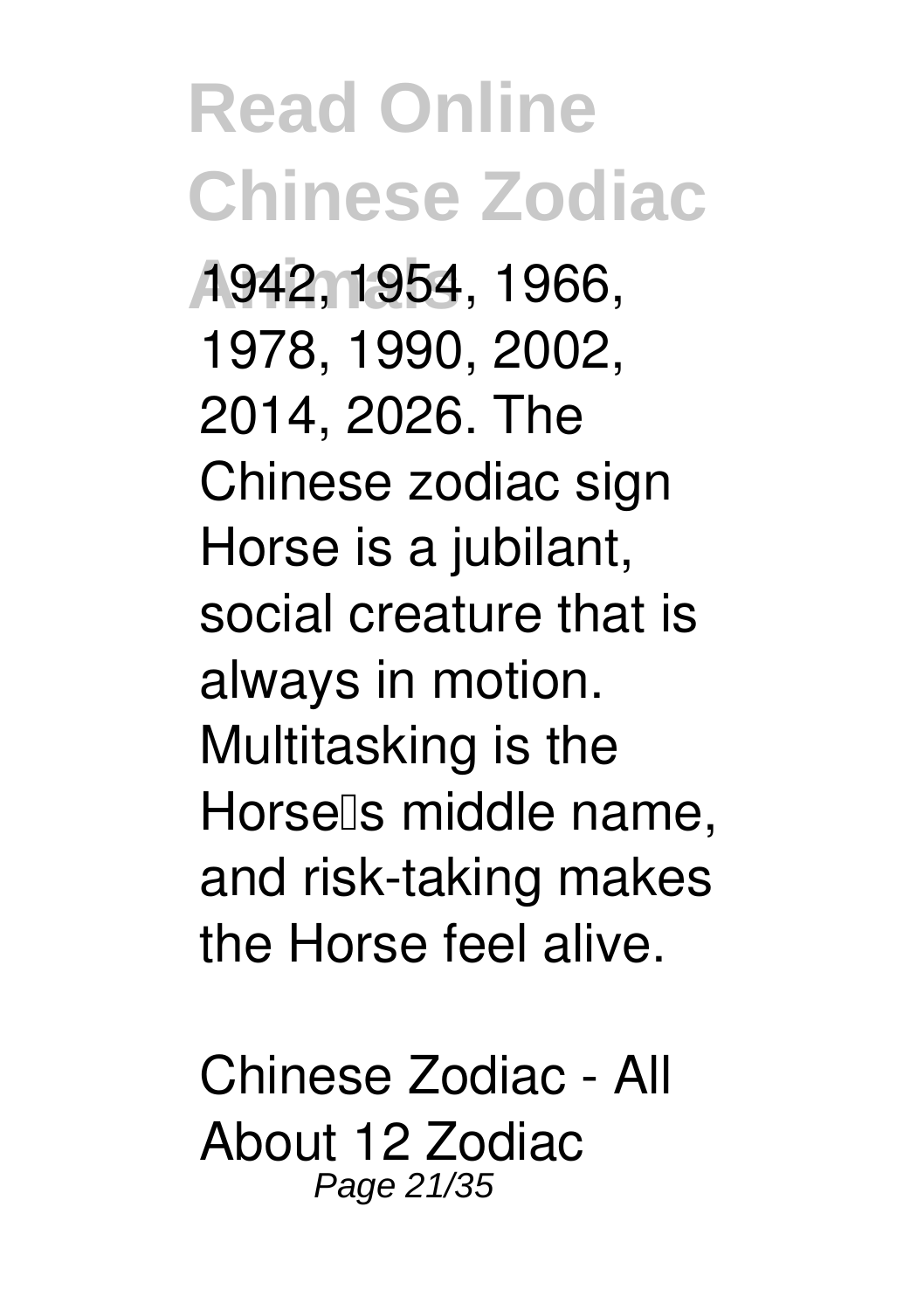1942, 1954, 1966, 1978, 1990, 2002, 2014, 2026. The Chinese zodiac sign Horse is a jubilant, social creature that is always in motion. Multitasking is the Horse's middle name, and risk-taking makes the Horse feel alive.

Chinese Zodiac - All About 12 Zodiac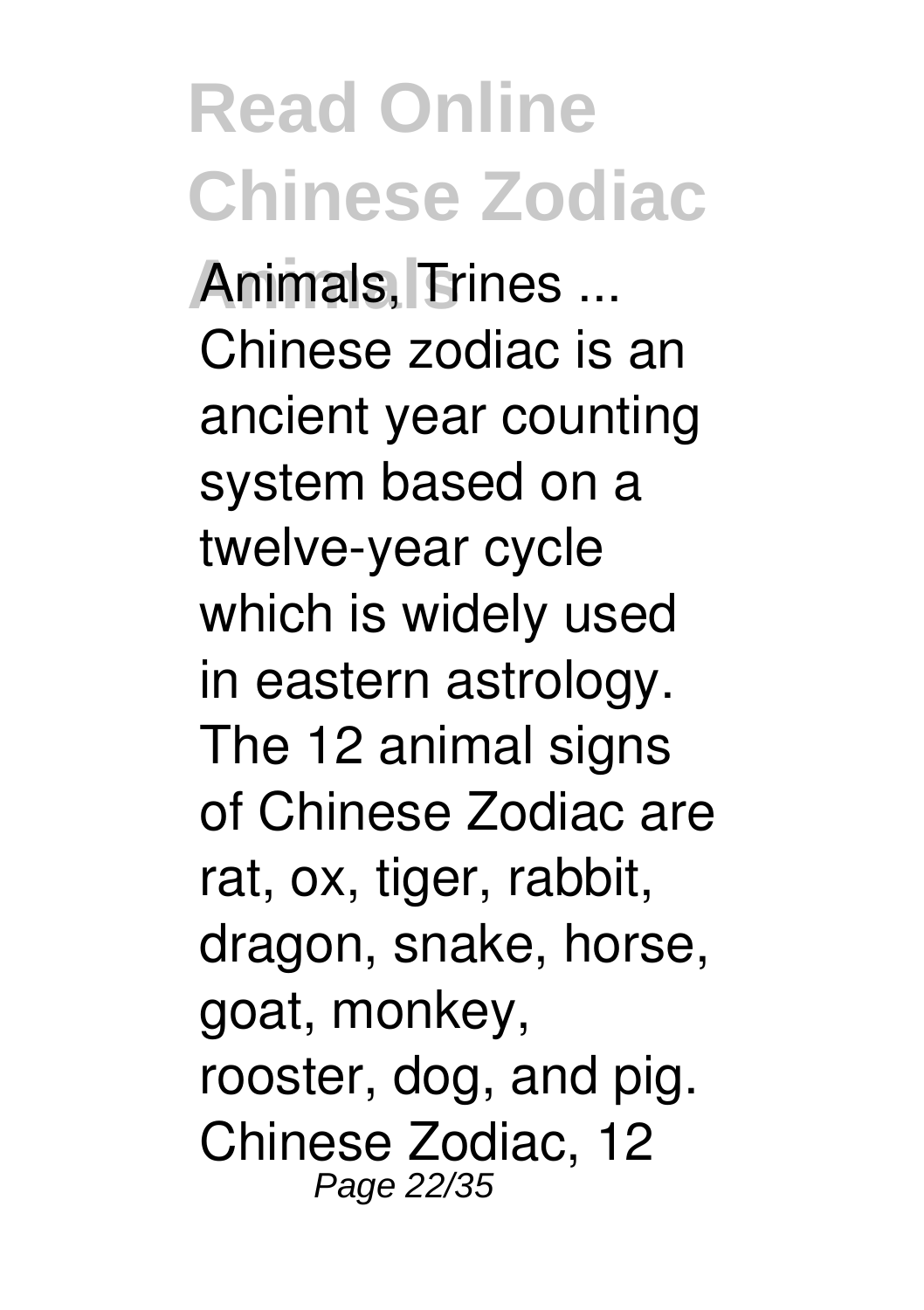Animals, Trines ...

Chinese zodiac is an ancient year counting system based on a twelve-year cycle which is widely used in eastern astrology. The 12 animal signs of Chinese Zodiac are rat, ox, tiger, rabbit, dragon, snake, horse, goat, monkey, rooster, dog, and pig. Chinese Zodiac, 12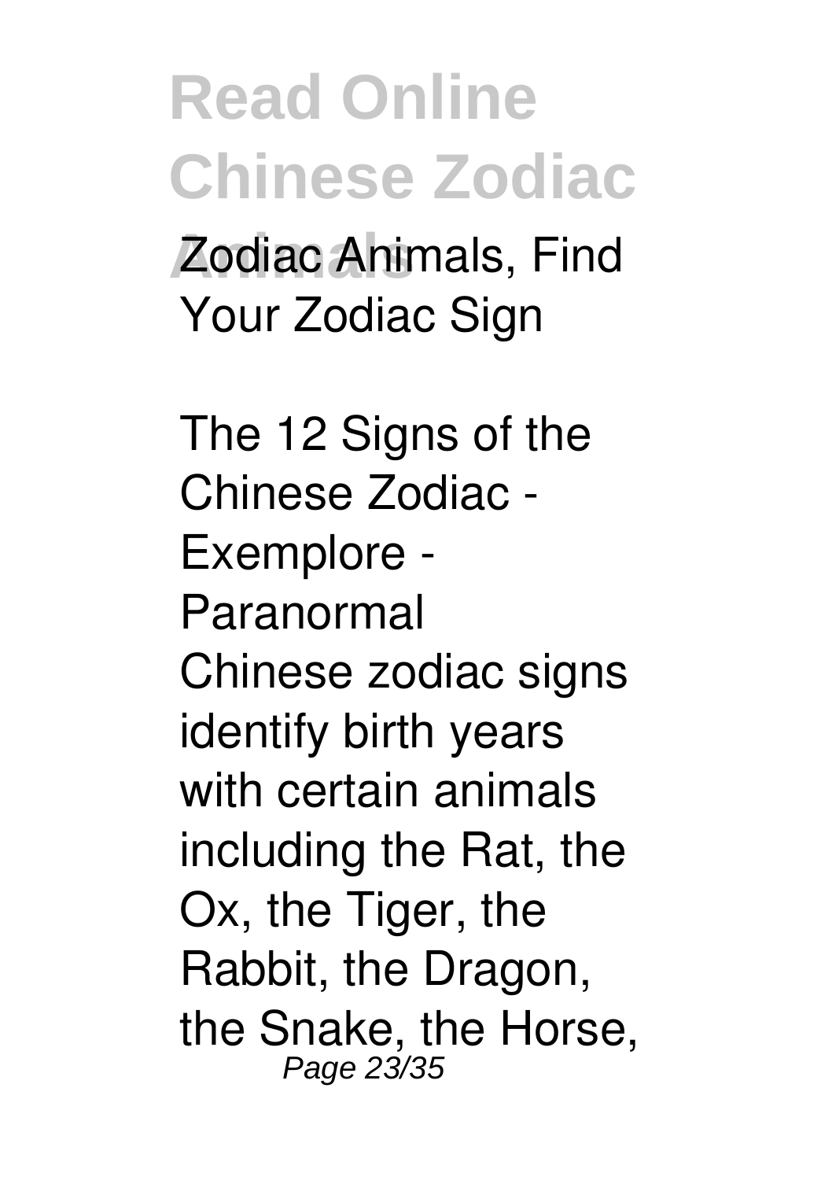Zodiac Animals, Find Your Zodiac Sign

The 12 Signs of the Chinese Zodiac - Exemplore - Paranormal

Chinese zodiac signs identify birth years with certain animals including the Rat, the Ox, the Tiger, the Rabbit, the Dragon, the Snake, the Horse,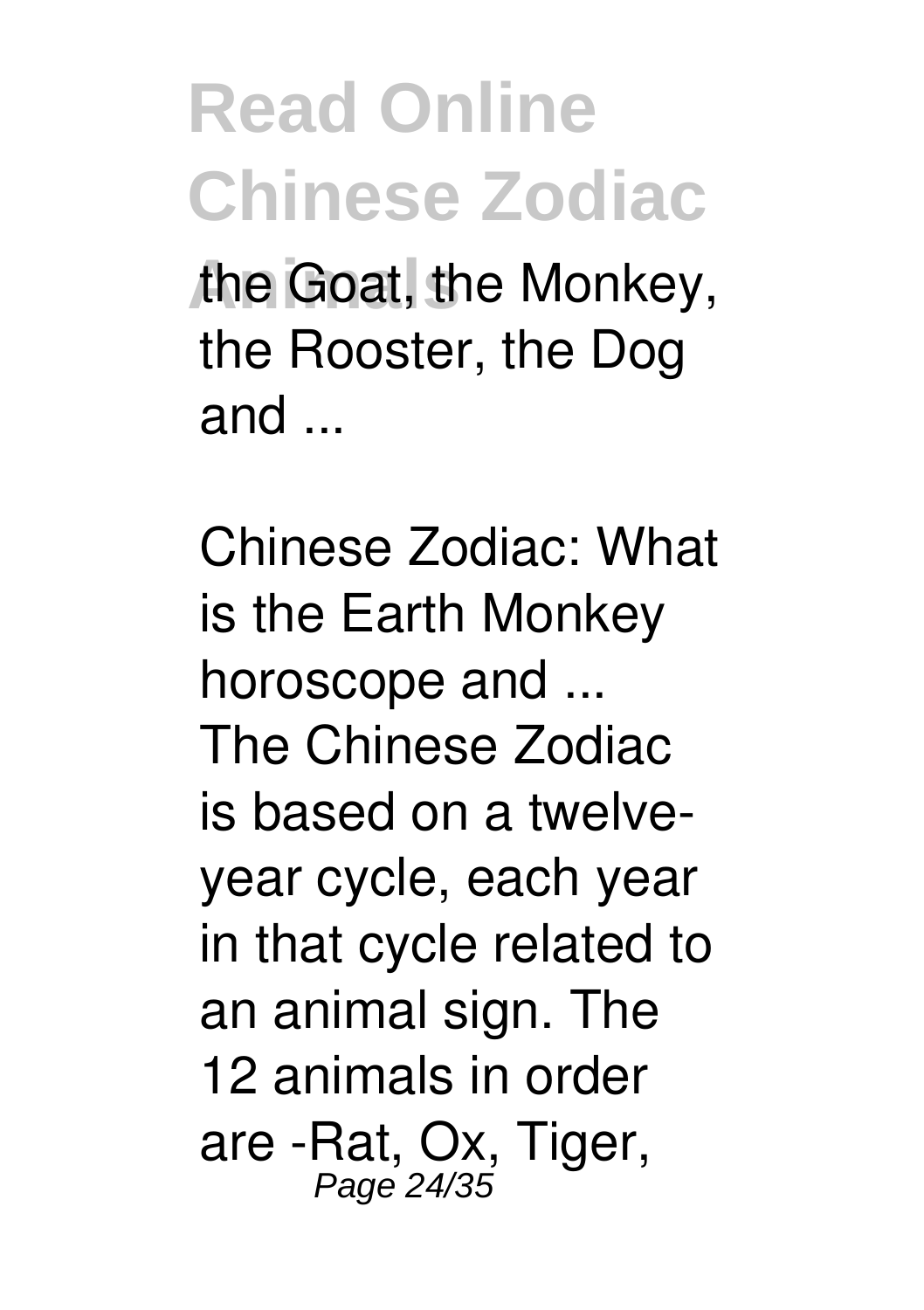the Goat, the Monkey, the Rooster, the Dog and ...

Chinese Zodiac: What is the Earth Monkey horoscope and ...

The Chinese Zodiac is based on a twelve-year cycle, each year in that cycle related to an animal sign. The 12 animals in order are -Rat, Ox, Tiger,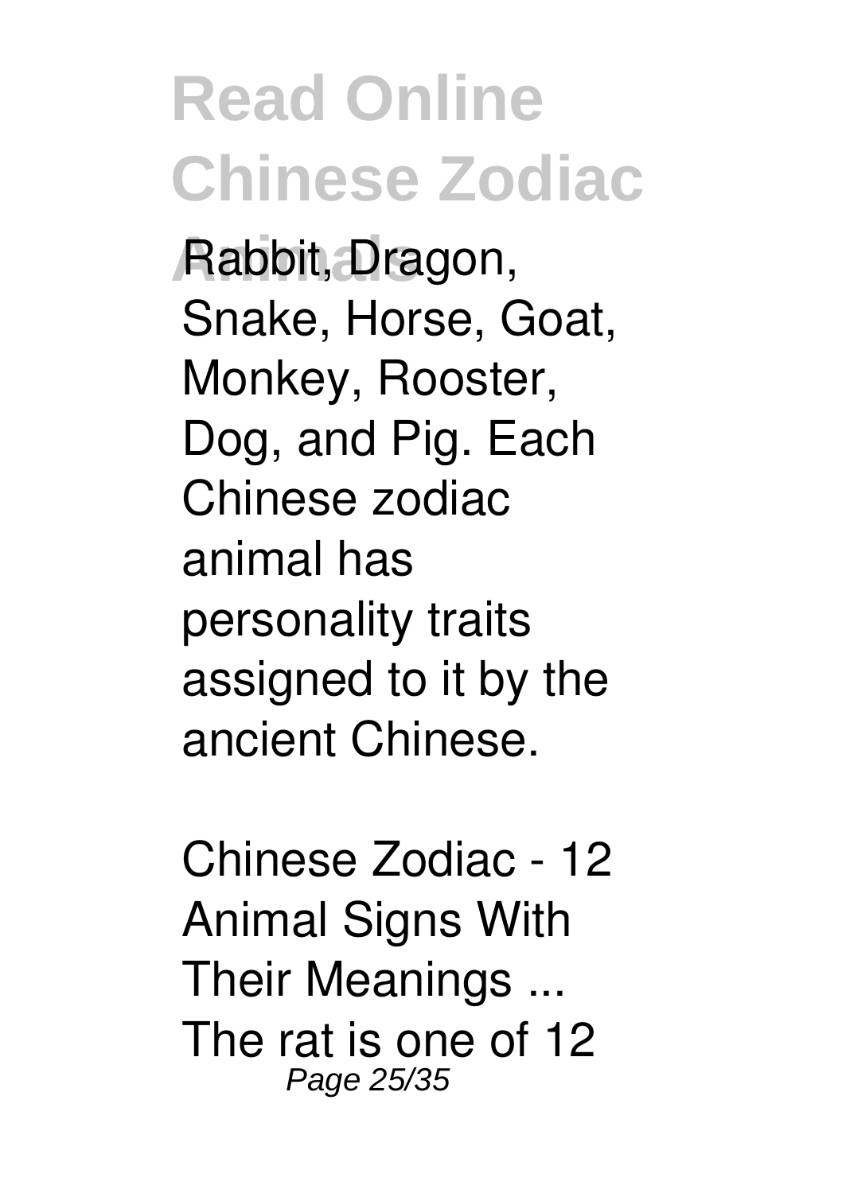Rabbit, Dragon, Snake, Horse, Goat, Monkey, Rooster, Dog, and Pig. Each Chinese zodiac animal has personality traits assigned to it by the ancient Chinese.

*Chinese Zodiac - 12 Animal Signs With Their Meanings ...*

The rat is one of 12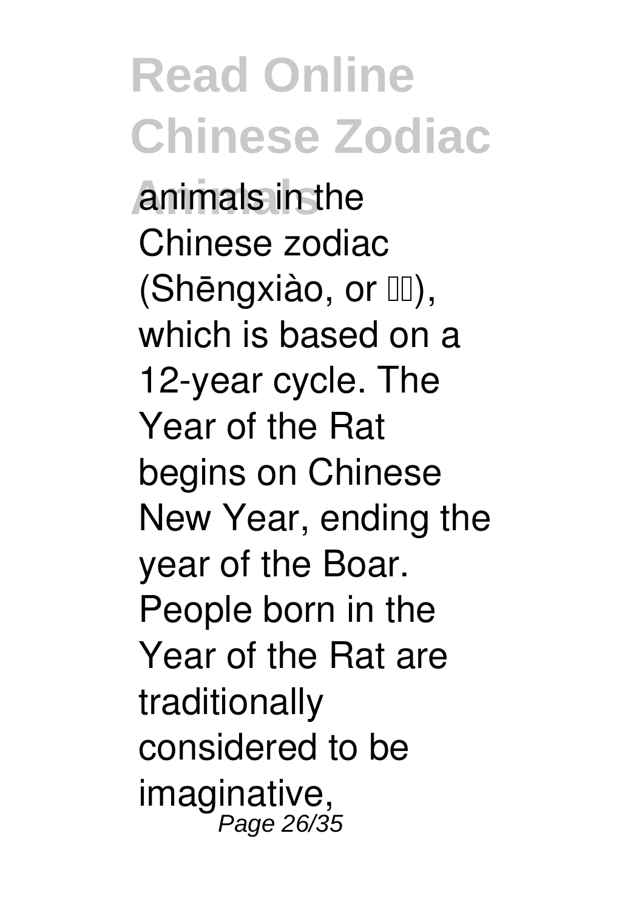animals in the Chinese zodiac (Shēngxiào, or □□), which is based on a 12-year cycle. The Year of the Rat begins on Chinese New Year, ending the year of the Boar. People born in the Year of the Rat are traditionally considered to be imaginative,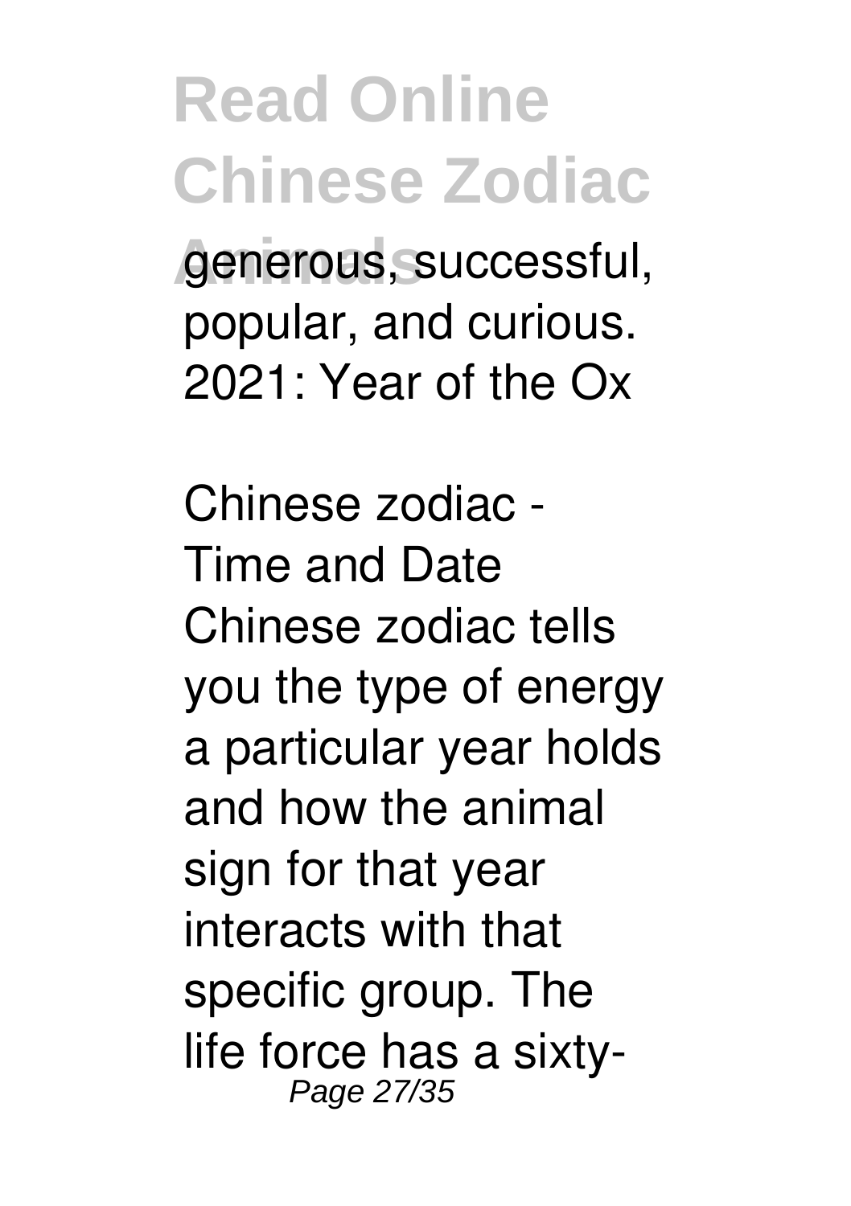generous, successful, popular, and curious. 2021: Year of the Ox

Chinese zodiac - Time and Date
Chinese zodiac tells you the type of energy a particular year holds and how the animal sign for that year interacts with that specific group. The life force has a sixty-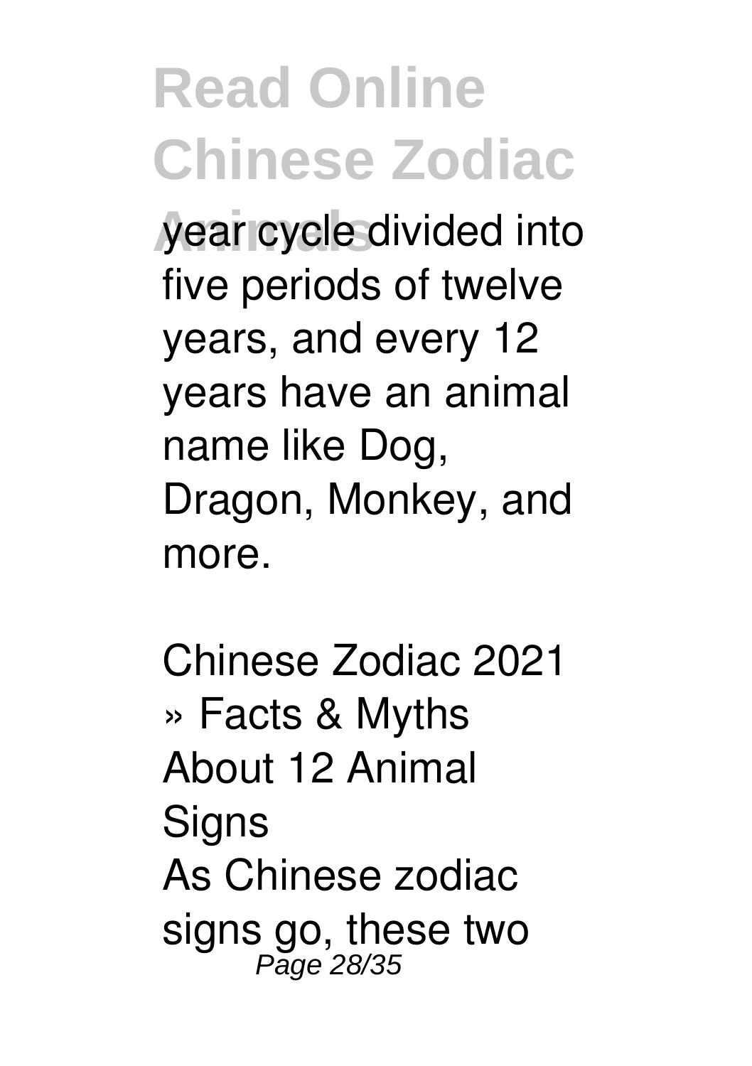year cycle divided into five periods of twelve years, and every 12 years have an animal name like Dog, Dragon, Monkey, and more.

Chinese Zodiac 2021 » Facts & Myths About 12 Animal Signs

As Chinese zodiac signs go, these two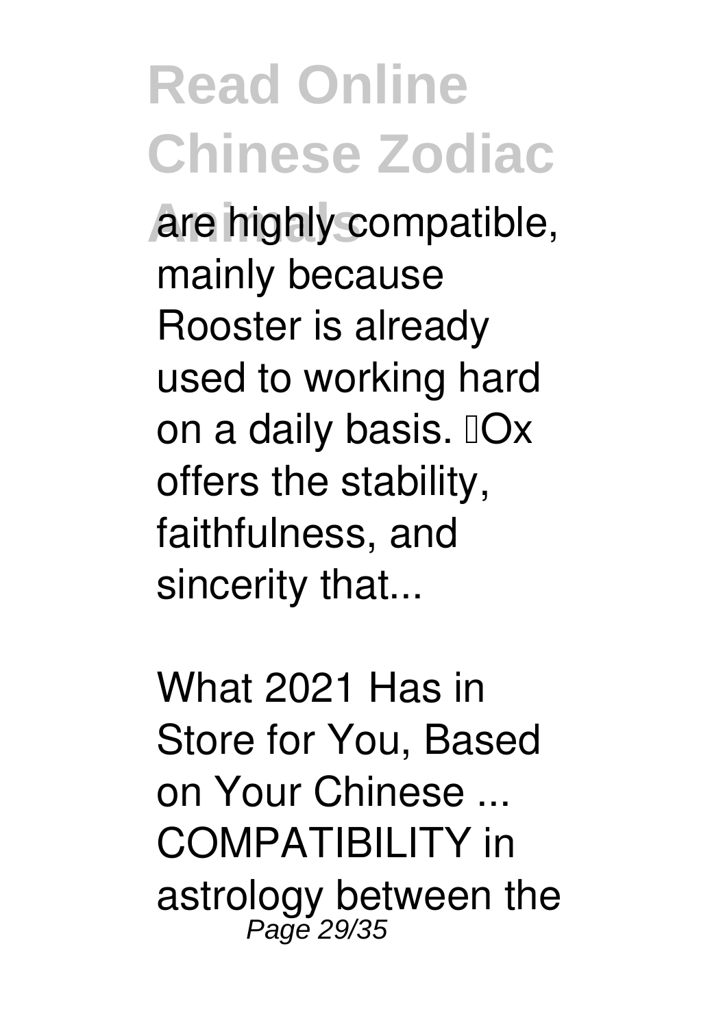are highly compatible, mainly because Rooster is already used to working hard on a daily basis. Ox offers the stability, faithfulness, and sincerity that...

What 2021 Has in Store for You, Based on Your Chinese ...
COMPATIBILITY in astrology between the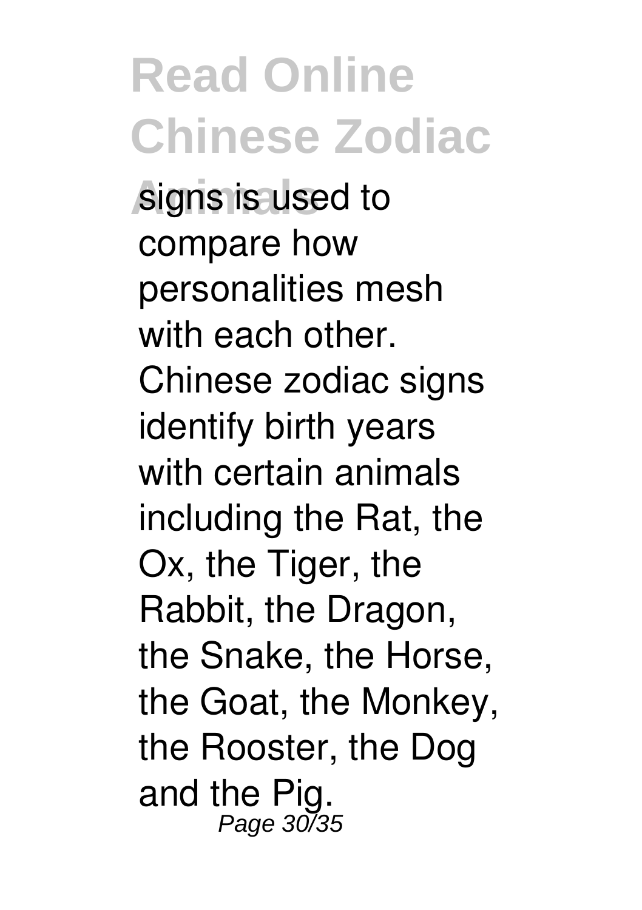signs is used to compare how personalities mesh with each other. Chinese zodiac signs identify birth years with certain animals including the Rat, the Ox, the Tiger, the Rabbit, the Dragon, the Snake, the Horse, the Goat, the Monkey, the Rooster, the Dog and the Pig.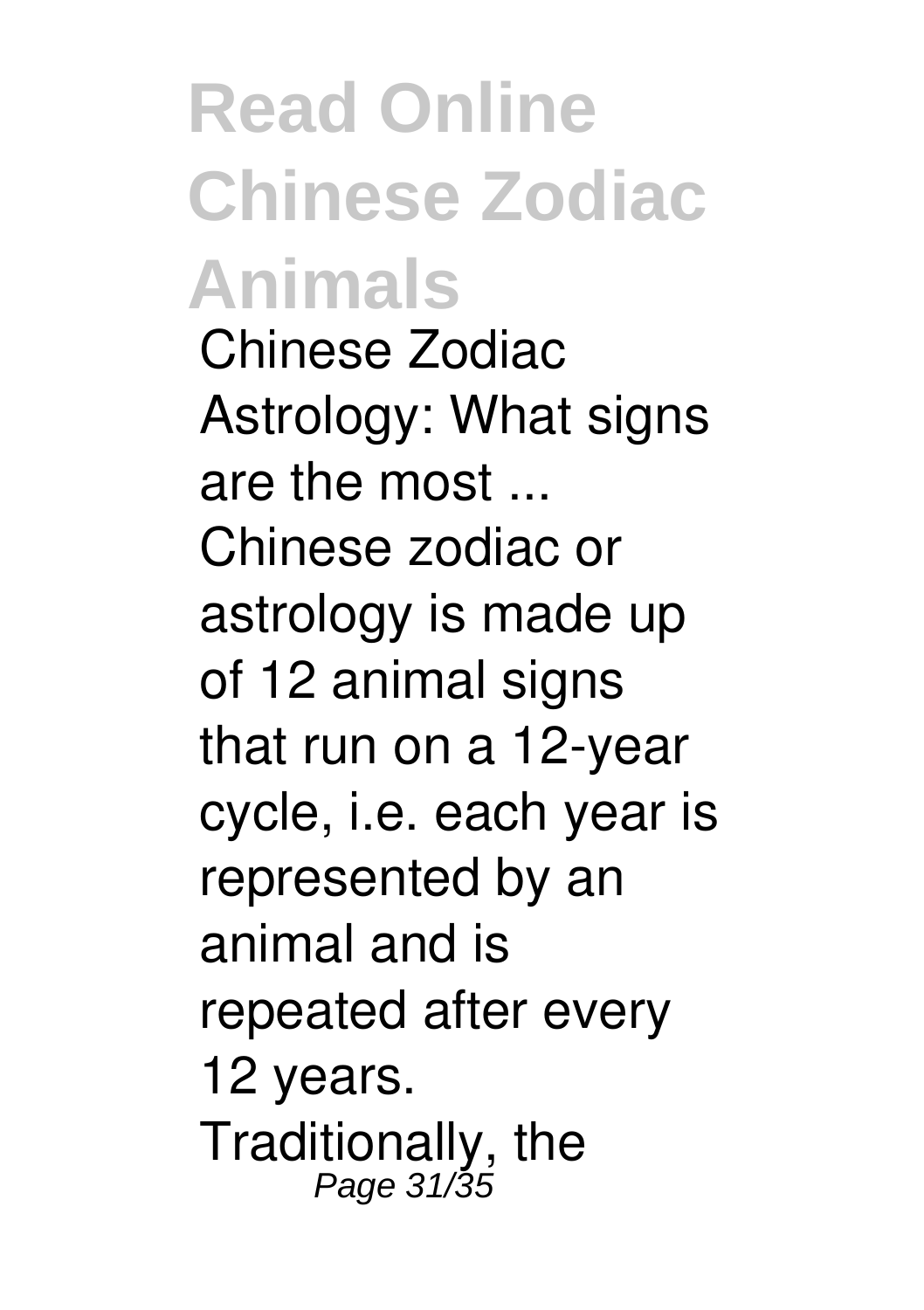Chinese Zodiac Astrology: What signs are the most ...

Chinese zodiac or astrology is made up of 12 animal signs that run on a 12-year cycle, i.e. each year is represented by an animal and is repeated after every 12 years.

Traditionally, the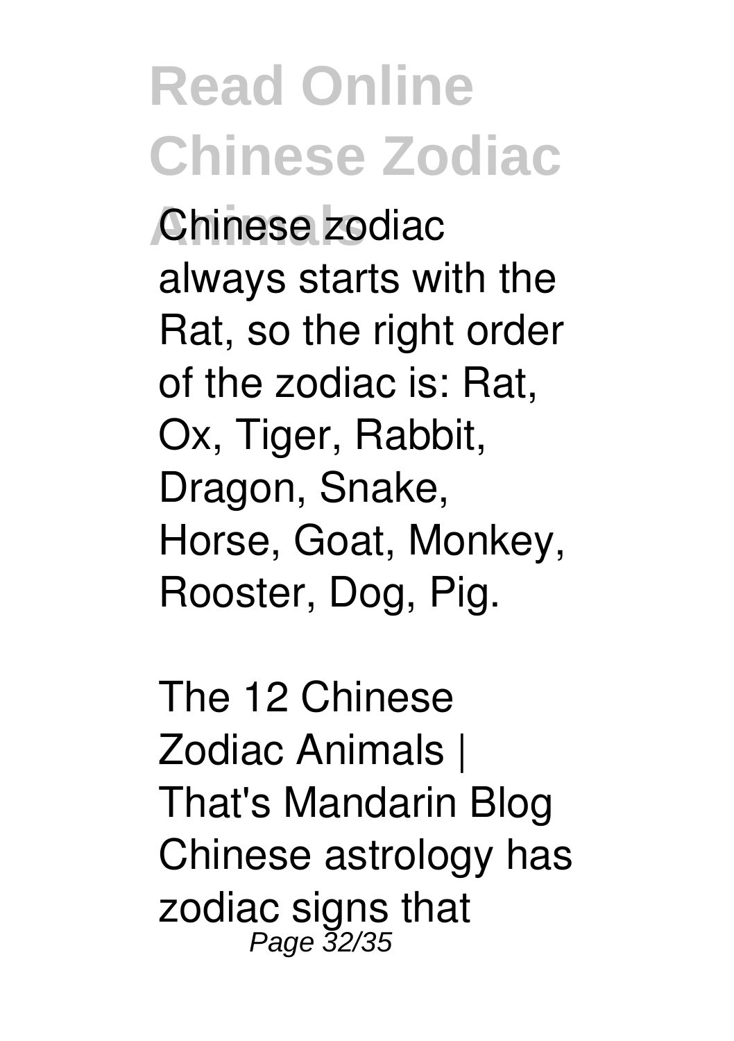Chinese zodiac always starts with the Rat, so the right order of the zodiac is: Rat, Ox, Tiger, Rabbit, Dragon, Snake, Horse, Goat, Monkey, Rooster, Dog, Pig.

The 12 Chinese Zodiac Animals | That's Mandarin Blog Chinese astrology has zodiac signs that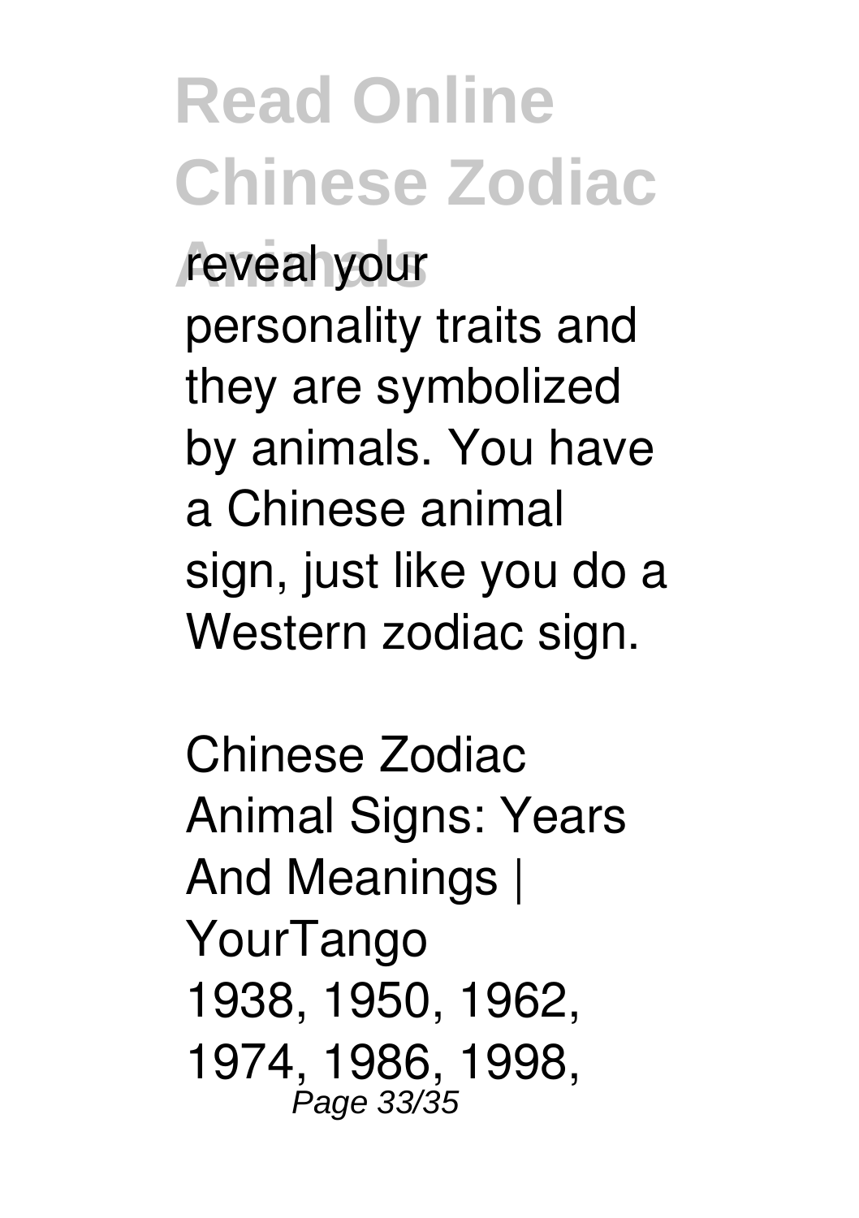reveal your personality traits and they are symbolized by animals. You have a Chinese animal sign, just like you do a Western zodiac sign.

Chinese Zodiac Animal Signs: Years And Meanings | YourTango
1938, 1950, 1962, 1974, 1986, 1998,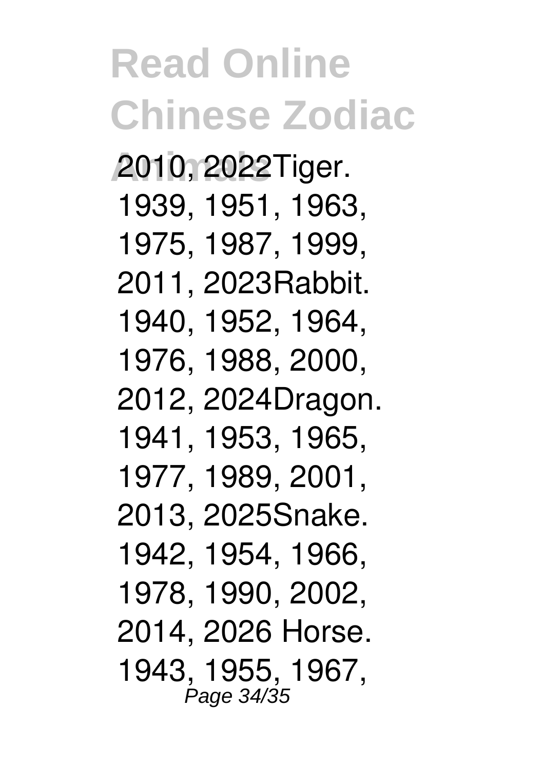2010, 2022Tiger.
1939, 1951, 1963,
1975, 1987, 1999,
2011, 2023Rabbit.
1940, 1952, 1964,
1976, 1988, 2000,
2012, 2024Dragon.
1941, 1953, 1965,
1977, 1989, 2001,
2013, 2025Snake.
1942, 1954, 1966,
1978, 1990, 2002,
2014, 2026 Horse.
1943, 1955, 1967,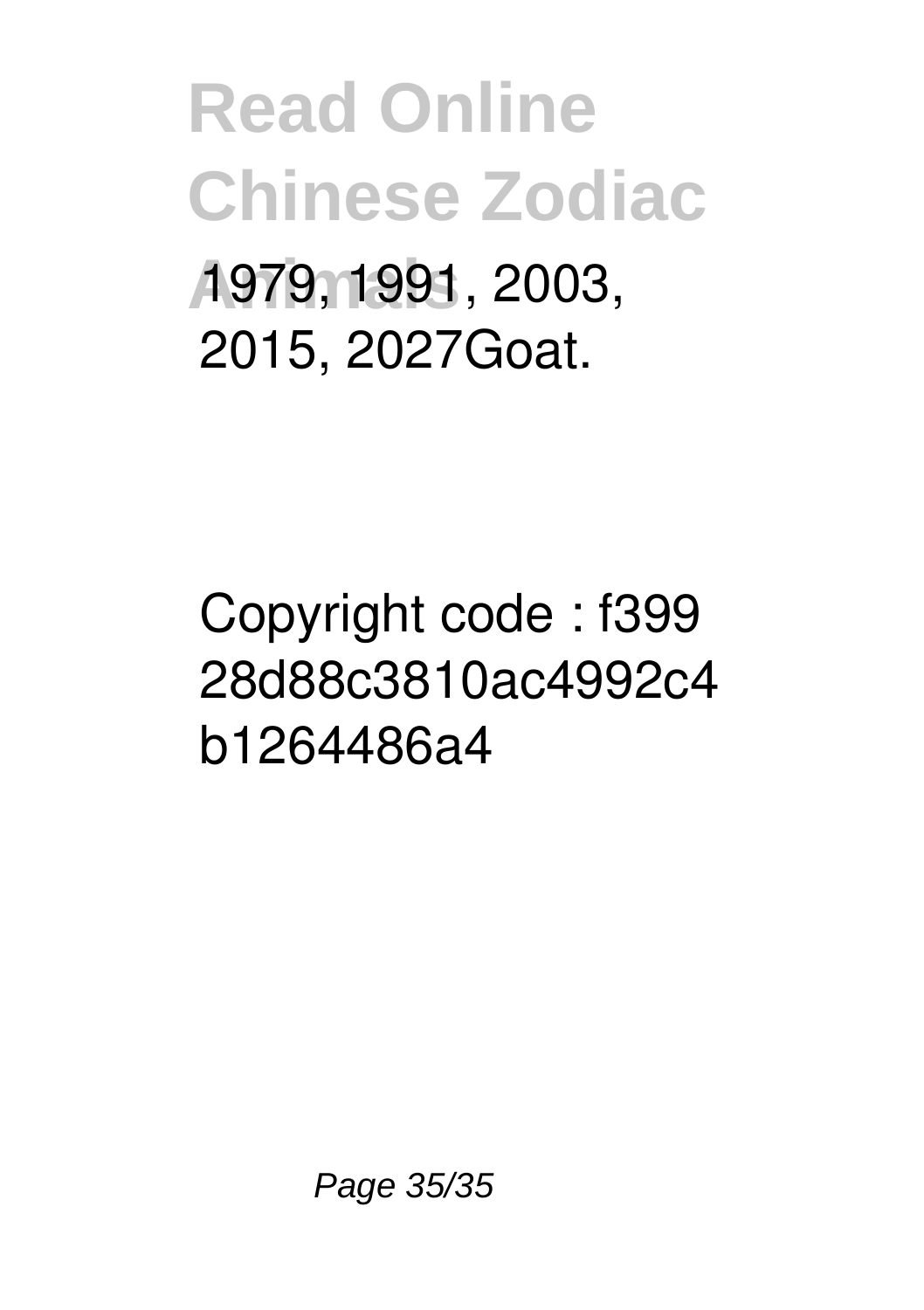1979, 1991, 2003, 2015, 2027Goat.

Copyright code : f39928d88c3810ac4992c4b1264486a4